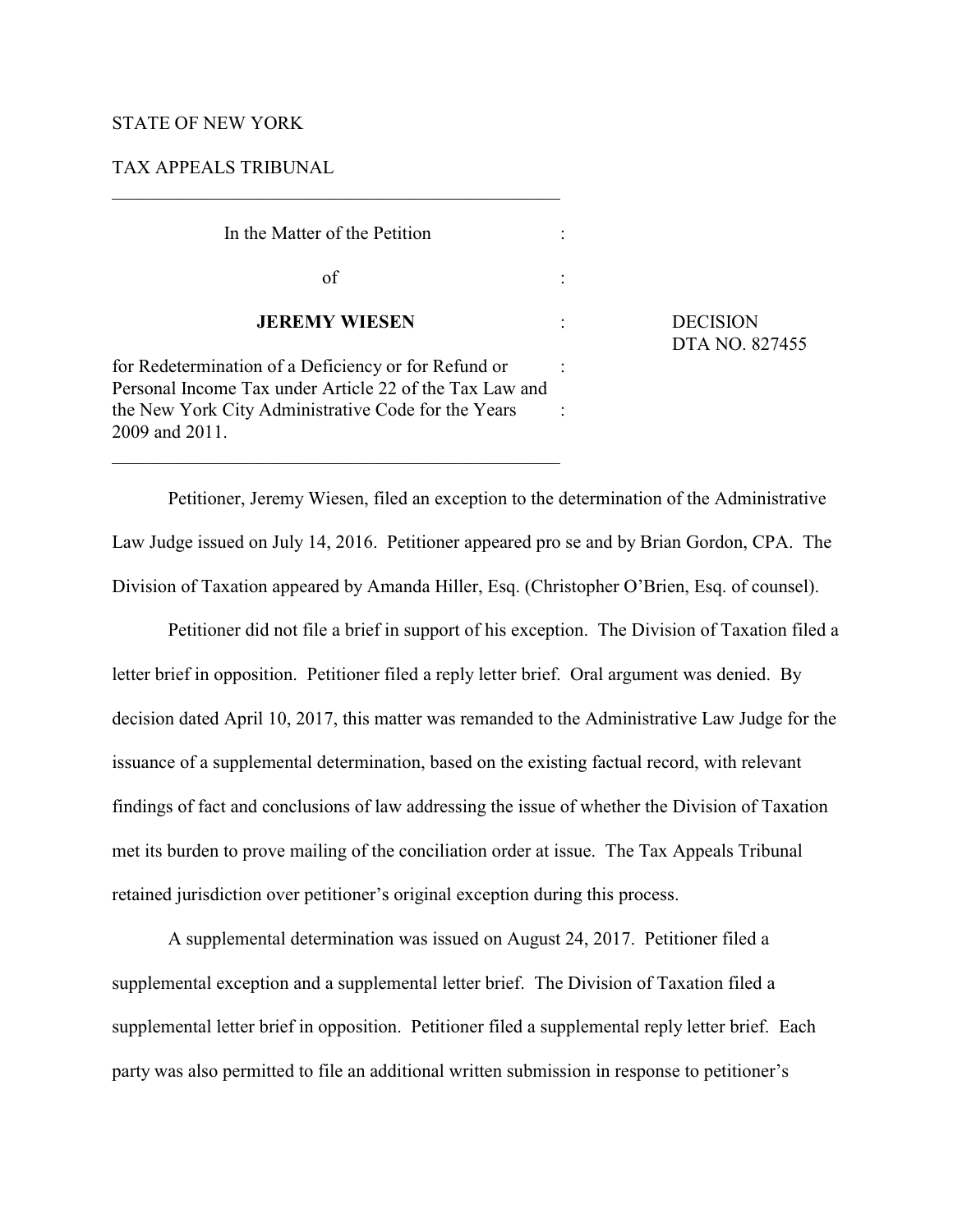STATE OF NEW YORK

TAX APPEALS TRIBUNAL

---

| | | |
|---|---|---|
| In the Matter of the Petition | : | |
| of | : | |
| **JEREMY WIESEN** | : | DECISION DTA NO. 827455 |
| for Redetermination of a Deficiency or for Refund or Personal Income Tax under Article 22 of the Tax Law and the New York City Administrative Code for the Years 2009 and 2011. | : : | |

---

Petitioner, Jeremy Wiesen, filed an exception to the determination of the Administrative Law Judge issued on July 14, 2016. Petitioner appeared pro se and by Brian Gordon, CPA. The Division of Taxation appeared by Amanda Hiller, Esq. (Christopher O'Brien, Esq. of counsel).

Petitioner did not file a brief in support of his exception. The Division of Taxation filed a letter brief in opposition. Petitioner filed a reply letter brief. Oral argument was denied. By decision dated April 10, 2017, this matter was remanded to the Administrative Law Judge for the issuance of a supplemental determination, based on the existing factual record, with relevant findings of fact and conclusions of law addressing the issue of whether the Division of Taxation met its burden to prove mailing of the conciliation order at issue. The Tax Appeals Tribunal retained jurisdiction over petitioner's original exception during this process.

A supplemental determination was issued on August 24, 2017. Petitioner filed a supplemental exception and a supplemental letter brief. The Division of Taxation filed a supplemental letter brief in opposition. Petitioner filed a supplemental reply letter brief. Each party was also permitted to file an additional written submission in response to petitioner's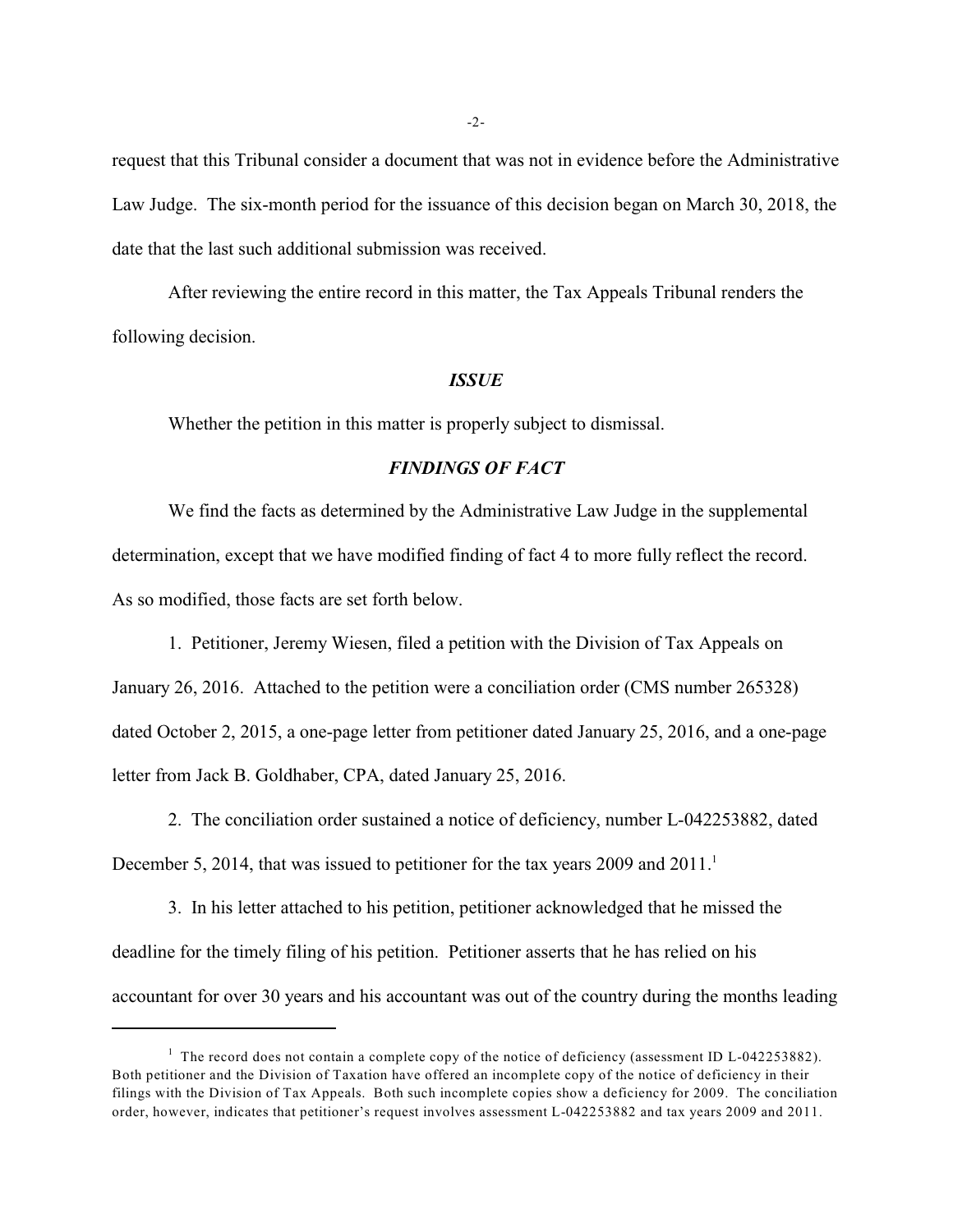request that this Tribunal consider a document that was not in evidence before the Administrative Law Judge. The six-month period for the issuance of this decision began on March 30, 2018, the date that the last such additional submission was received.

After reviewing the entire record in this matter, the Tax Appeals Tribunal renders the following decision.

### *ISSUE*

Whether the petition in this matter is properly subject to dismissal.

### *FINDINGS OF FACT*

We find the facts as determined by the Administrative Law Judge in the supplemental determination, except that we have modified finding of fact 4 to more fully reflect the record. As so modified, those facts are set forth below.

1. Petitioner, Jeremy Wiesen, filed a petition with the Division of Tax Appeals on January 26, 2016. Attached to the petition were a conciliation order (CMS number 265328) dated October 2, 2015, a one-page letter from petitioner dated January 25, 2016, and a one-page letter from Jack B. Goldhaber, CPA, dated January 25, 2016.

2. The conciliation order sustained a notice of deficiency, number L-042253882, dated December 5, 2014, that was issued to petitioner for the tax years 2009 and 2011.[1]

3. In his letter attached to his petition, petitioner acknowledged that he missed the deadline for the timely filing of his petition. Petitioner asserts that he has relied on his accountant for over 30 years and his accountant was out of the country during the months leading

---

[1] The record does not contain a complete copy of the notice of deficiency (assessment ID L-042253882). Both petitioner and the Division of Taxation have offered an incomplete copy of the notice of deficiency in their filings with the Division of Tax Appeals. Both such incomplete copies show a deficiency for 2009. The conciliation order, however, indicates that petitioner's request involves assessment L-042253882 and tax years 2009 and 2011.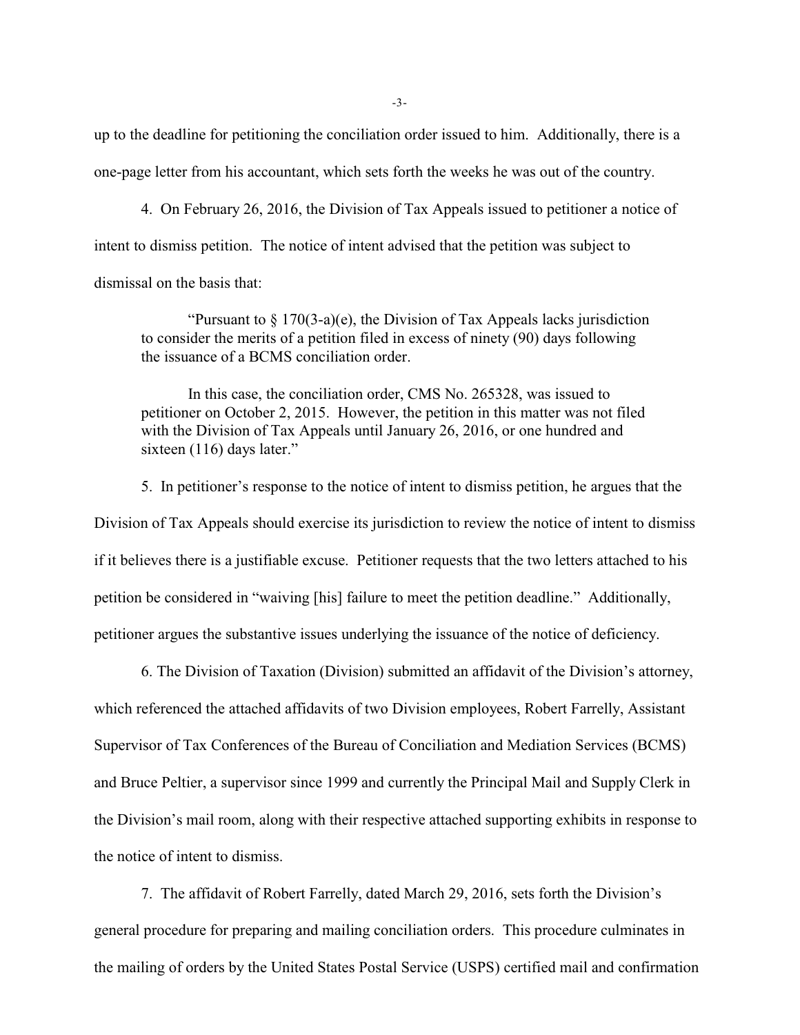up to the deadline for petitioning the conciliation order issued to him. Additionally, there is a one-page letter from his accountant, which sets forth the weeks he was out of the country.

4. On February 26, 2016, the Division of Tax Appeals issued to petitioner a notice of intent to dismiss petition. The notice of intent advised that the petition was subject to dismissal on the basis that:

> "Pursuant to § 170(3-a)(e), the Division of Tax Appeals lacks jurisdiction to consider the merits of a petition filed in excess of ninety (90) days following the issuance of a BCMS conciliation order.
>
> In this case, the conciliation order, CMS No. 265328, was issued to petitioner on October 2, 2015. However, the petition in this matter was not filed with the Division of Tax Appeals until January 26, 2016, or one hundred and sixteen (116) days later."

5. In petitioner's response to the notice of intent to dismiss petition, he argues that the Division of Tax Appeals should exercise its jurisdiction to review the notice of intent to dismiss if it believes there is a justifiable excuse. Petitioner requests that the two letters attached to his petition be considered in "waiving [his] failure to meet the petition deadline." Additionally, petitioner argues the substantive issues underlying the issuance of the notice of deficiency.

6. The Division of Taxation (Division) submitted an affidavit of the Division's attorney, which referenced the attached affidavits of two Division employees, Robert Farrelly, Assistant Supervisor of Tax Conferences of the Bureau of Conciliation and Mediation Services (BCMS) and Bruce Peltier, a supervisor since 1999 and currently the Principal Mail and Supply Clerk in the Division's mail room, along with their respective attached supporting exhibits in response to the notice of intent to dismiss.

7. The affidavit of Robert Farrelly, dated March 29, 2016, sets forth the Division's general procedure for preparing and mailing conciliation orders. This procedure culminates in the mailing of orders by the United States Postal Service (USPS) certified mail and confirmation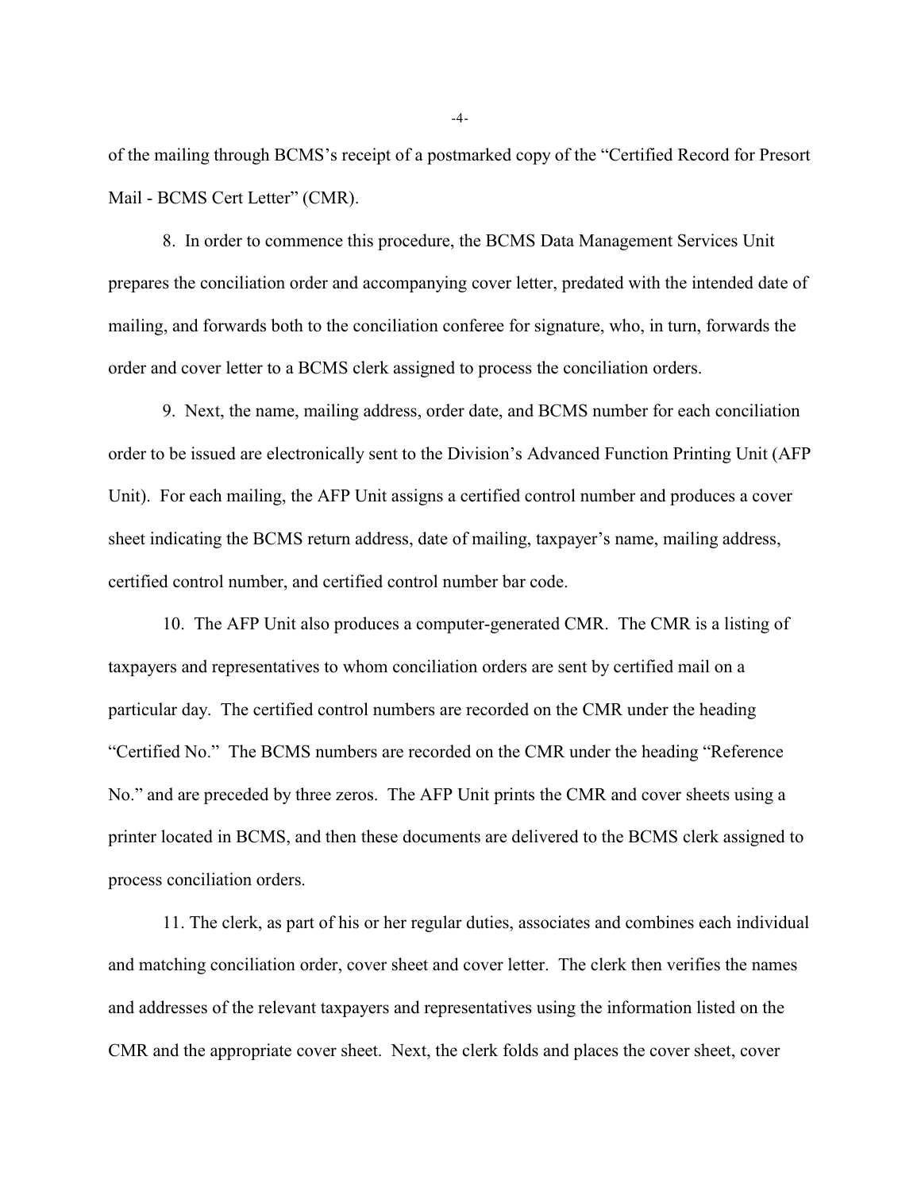of the mailing through BCMS's receipt of a postmarked copy of the "Certified Record for Presort Mail - BCMS Cert Letter" (CMR).

8. In order to commence this procedure, the BCMS Data Management Services Unit prepares the conciliation order and accompanying cover letter, predated with the intended date of mailing, and forwards both to the conciliation conferee for signature, who, in turn, forwards the order and cover letter to a BCMS clerk assigned to process the conciliation orders.

9. Next, the name, mailing address, order date, and BCMS number for each conciliation order to be issued are electronically sent to the Division's Advanced Function Printing Unit (AFP Unit). For each mailing, the AFP Unit assigns a certified control number and produces a cover sheet indicating the BCMS return address, date of mailing, taxpayer's name, mailing address, certified control number, and certified control number bar code.

10. The AFP Unit also produces a computer-generated CMR. The CMR is a listing of taxpayers and representatives to whom conciliation orders are sent by certified mail on a particular day. The certified control numbers are recorded on the CMR under the heading "Certified No." The BCMS numbers are recorded on the CMR under the heading "Reference No." and are preceded by three zeros. The AFP Unit prints the CMR and cover sheets using a printer located in BCMS, and then these documents are delivered to the BCMS clerk assigned to process conciliation orders.

11. The clerk, as part of his or her regular duties, associates and combines each individual and matching conciliation order, cover sheet and cover letter. The clerk then verifies the names and addresses of the relevant taxpayers and representatives using the information listed on the CMR and the appropriate cover sheet. Next, the clerk folds and places the cover sheet, cover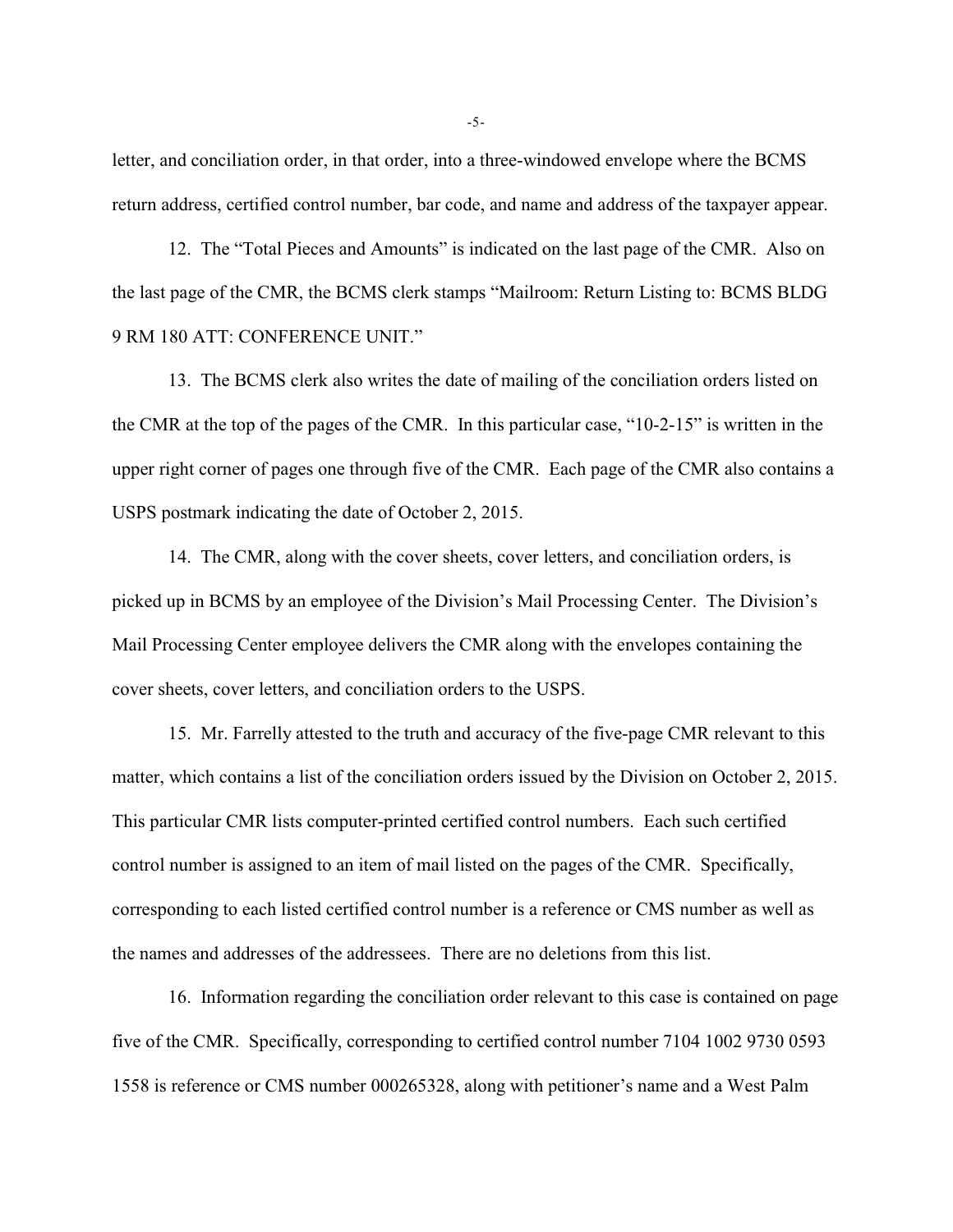letter, and conciliation order, in that order, into a three-windowed envelope where the BCMS return address, certified control number, bar code, and name and address of the taxpayer appear.

12. The "Total Pieces and Amounts" is indicated on the last page of the CMR. Also on the last page of the CMR, the BCMS clerk stamps "Mailroom: Return Listing to: BCMS BLDG 9 RM 180 ATT: CONFERENCE UNIT."

13. The BCMS clerk also writes the date of mailing of the conciliation orders listed on the CMR at the top of the pages of the CMR. In this particular case, "10-2-15" is written in the upper right corner of pages one through five of the CMR. Each page of the CMR also contains a USPS postmark indicating the date of October 2, 2015.

14. The CMR, along with the cover sheets, cover letters, and conciliation orders, is picked up in BCMS by an employee of the Division's Mail Processing Center. The Division's Mail Processing Center employee delivers the CMR along with the envelopes containing the cover sheets, cover letters, and conciliation orders to the USPS.

15. Mr. Farrelly attested to the truth and accuracy of the five-page CMR relevant to this matter, which contains a list of the conciliation orders issued by the Division on October 2, 2015. This particular CMR lists computer-printed certified control numbers. Each such certified control number is assigned to an item of mail listed on the pages of the CMR. Specifically, corresponding to each listed certified control number is a reference or CMS number as well as the names and addresses of the addressees. There are no deletions from this list.

16. Information regarding the conciliation order relevant to this case is contained on page five of the CMR. Specifically, corresponding to certified control number 7104 1002 9730 0593 1558 is reference or CMS number 000265328, along with petitioner's name and a West Palm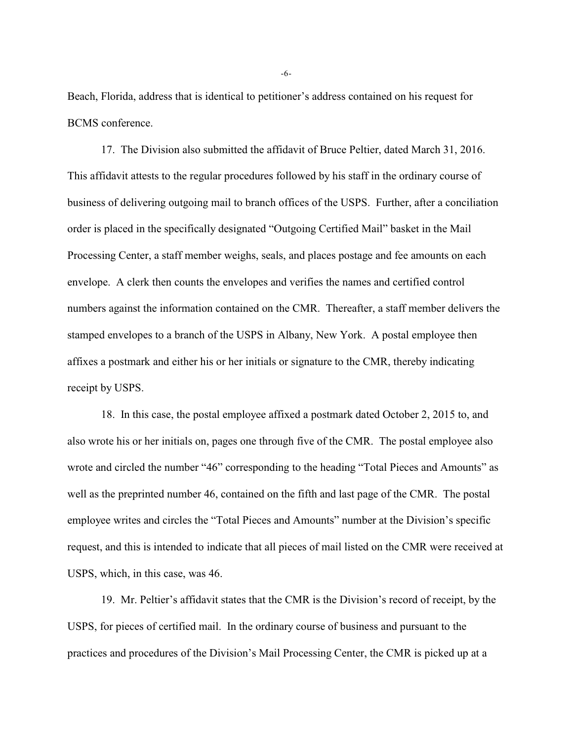Beach, Florida, address that is identical to petitioner's address contained on his request for BCMS conference.

17. The Division also submitted the affidavit of Bruce Peltier, dated March 31, 2016. This affidavit attests to the regular procedures followed by his staff in the ordinary course of business of delivering outgoing mail to branch offices of the USPS. Further, after a conciliation order is placed in the specifically designated "Outgoing Certified Mail" basket in the Mail Processing Center, a staff member weighs, seals, and places postage and fee amounts on each envelope. A clerk then counts the envelopes and verifies the names and certified control numbers against the information contained on the CMR. Thereafter, a staff member delivers the stamped envelopes to a branch of the USPS in Albany, New York. A postal employee then affixes a postmark and either his or her initials or signature to the CMR, thereby indicating receipt by USPS.

18. In this case, the postal employee affixed a postmark dated October 2, 2015 to, and also wrote his or her initials on, pages one through five of the CMR. The postal employee also wrote and circled the number "46" corresponding to the heading "Total Pieces and Amounts" as well as the preprinted number 46, contained on the fifth and last page of the CMR. The postal employee writes and circles the "Total Pieces and Amounts" number at the Division's specific request, and this is intended to indicate that all pieces of mail listed on the CMR were received at USPS, which, in this case, was 46.

19. Mr. Peltier's affidavit states that the CMR is the Division's record of receipt, by the USPS, for pieces of certified mail. In the ordinary course of business and pursuant to the practices and procedures of the Division's Mail Processing Center, the CMR is picked up at a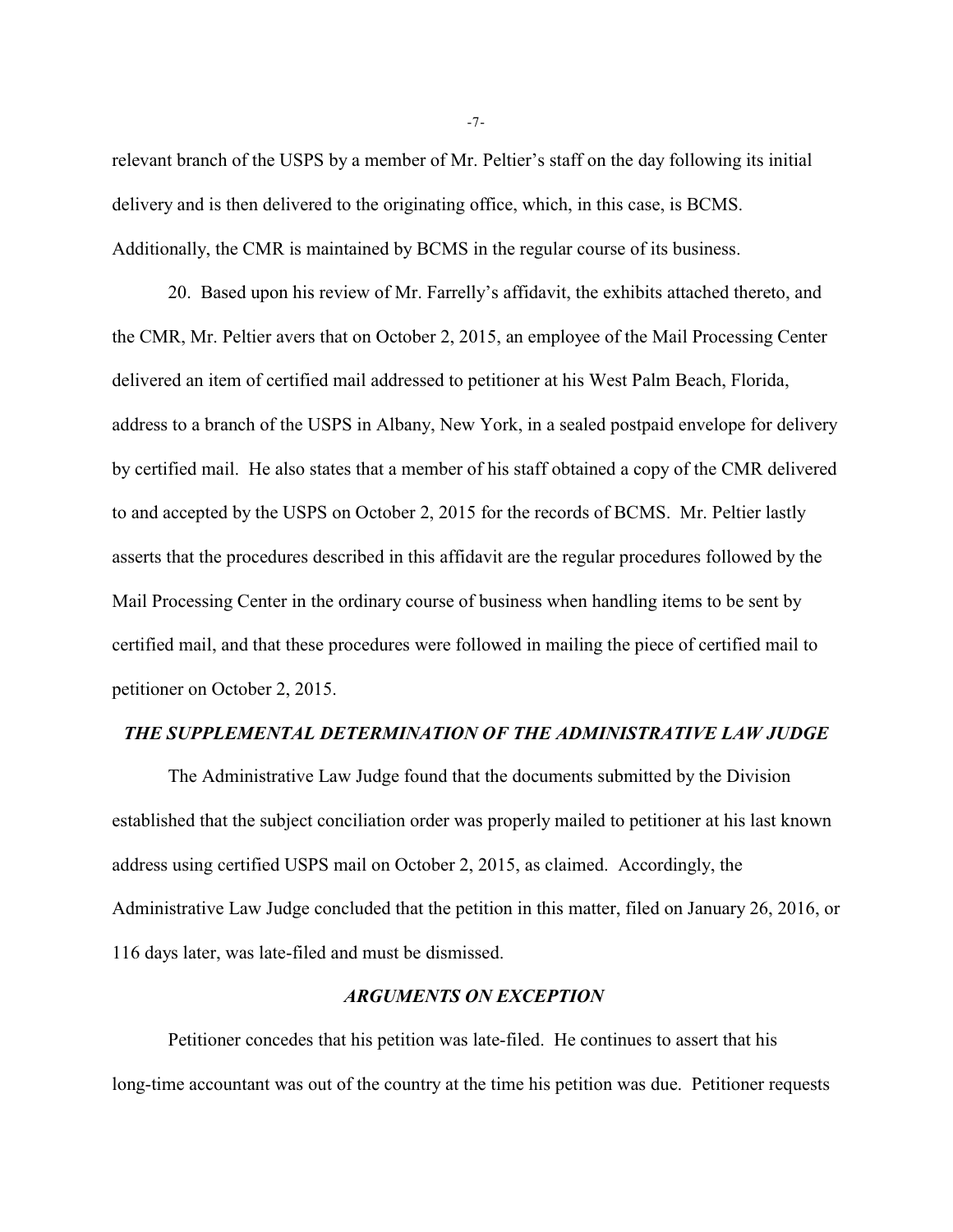relevant branch of the USPS by a member of Mr. Peltier's staff on the day following its initial delivery and is then delivered to the originating office, which, in this case, is BCMS. Additionally, the CMR is maintained by BCMS in the regular course of its business.

20. Based upon his review of Mr. Farrelly's affidavit, the exhibits attached thereto, and the CMR, Mr. Peltier avers that on October 2, 2015, an employee of the Mail Processing Center delivered an item of certified mail addressed to petitioner at his West Palm Beach, Florida, address to a branch of the USPS in Albany, New York, in a sealed postpaid envelope for delivery by certified mail. He also states that a member of his staff obtained a copy of the CMR delivered to and accepted by the USPS on October 2, 2015 for the records of BCMS. Mr. Peltier lastly asserts that the procedures described in this affidavit are the regular procedures followed by the Mail Processing Center in the ordinary course of business when handling items to be sent by certified mail, and that these procedures were followed in mailing the piece of certified mail to petitioner on October 2, 2015.

### ***THE SUPPLEMENTAL DETERMINATION OF THE ADMINISTRATIVE LAW JUDGE***

The Administrative Law Judge found that the documents submitted by the Division established that the subject conciliation order was properly mailed to petitioner at his last known address using certified USPS mail on October 2, 2015, as claimed. Accordingly, the Administrative Law Judge concluded that the petition in this matter, filed on January 26, 2016, or 116 days later, was late-filed and must be dismissed.

### ***ARGUMENTS ON EXCEPTION***

Petitioner concedes that his petition was late-filed. He continues to assert that his long-time accountant was out of the country at the time his petition was due. Petitioner requests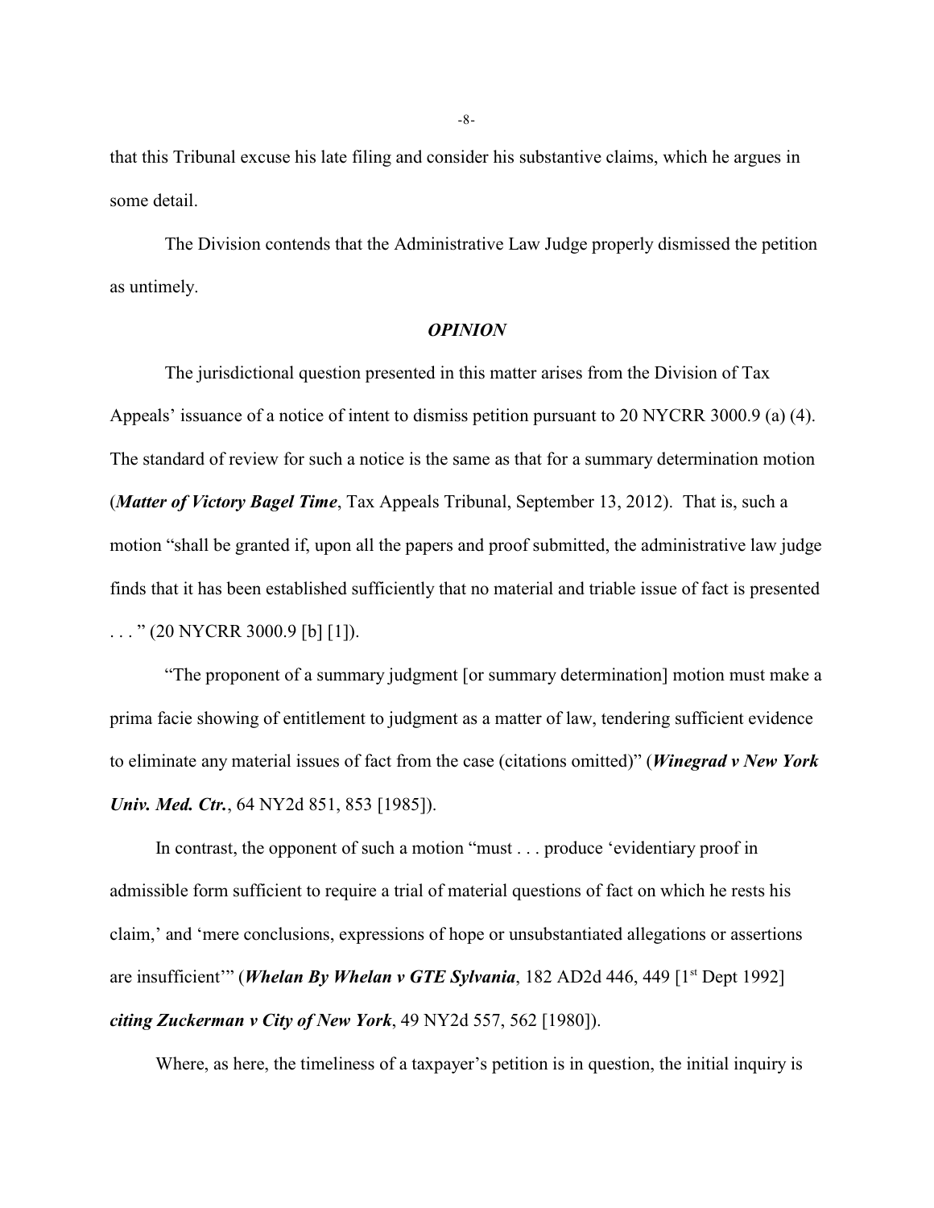that this Tribunal excuse his late filing and consider his substantive claims, which he argues in some detail.

The Division contends that the Administrative Law Judge properly dismissed the petition as untimely.

### *OPINION*

The jurisdictional question presented in this matter arises from the Division of Tax Appeals' issuance of a notice of intent to dismiss petition pursuant to 20 NYCRR 3000.9 (a) (4). The standard of review for such a notice is the same as that for a summary determination motion (***Matter of Victory Bagel Time***, Tax Appeals Tribunal, September 13, 2012). That is, such a motion "shall be granted if, upon all the papers and proof submitted, the administrative law judge finds that it has been established sufficiently that no material and triable issue of fact is presented . . . " (20 NYCRR 3000.9 [b] [1]).

"The proponent of a summary judgment [or summary determination] motion must make a prima facie showing of entitlement to judgment as a matter of law, tendering sufficient evidence to eliminate any material issues of fact from the case (citations omitted)" (***Winegrad v New York Univ. Med. Ctr.***, 64 NY2d 851, 853 [1985]).

In contrast, the opponent of such a motion "must . . . produce 'evidentiary proof in admissible form sufficient to require a trial of material questions of fact on which he rests his claim,' and 'mere conclusions, expressions of hope or unsubstantiated allegations or assertions are insufficient'" (***Whelan By Whelan v GTE Sylvania***, 182 AD2d 446, 449 [1st Dept 1992] ***citing Zuckerman v City of New York***, 49 NY2d 557, 562 [1980]).

Where, as here, the timeliness of a taxpayer's petition is in question, the initial inquiry is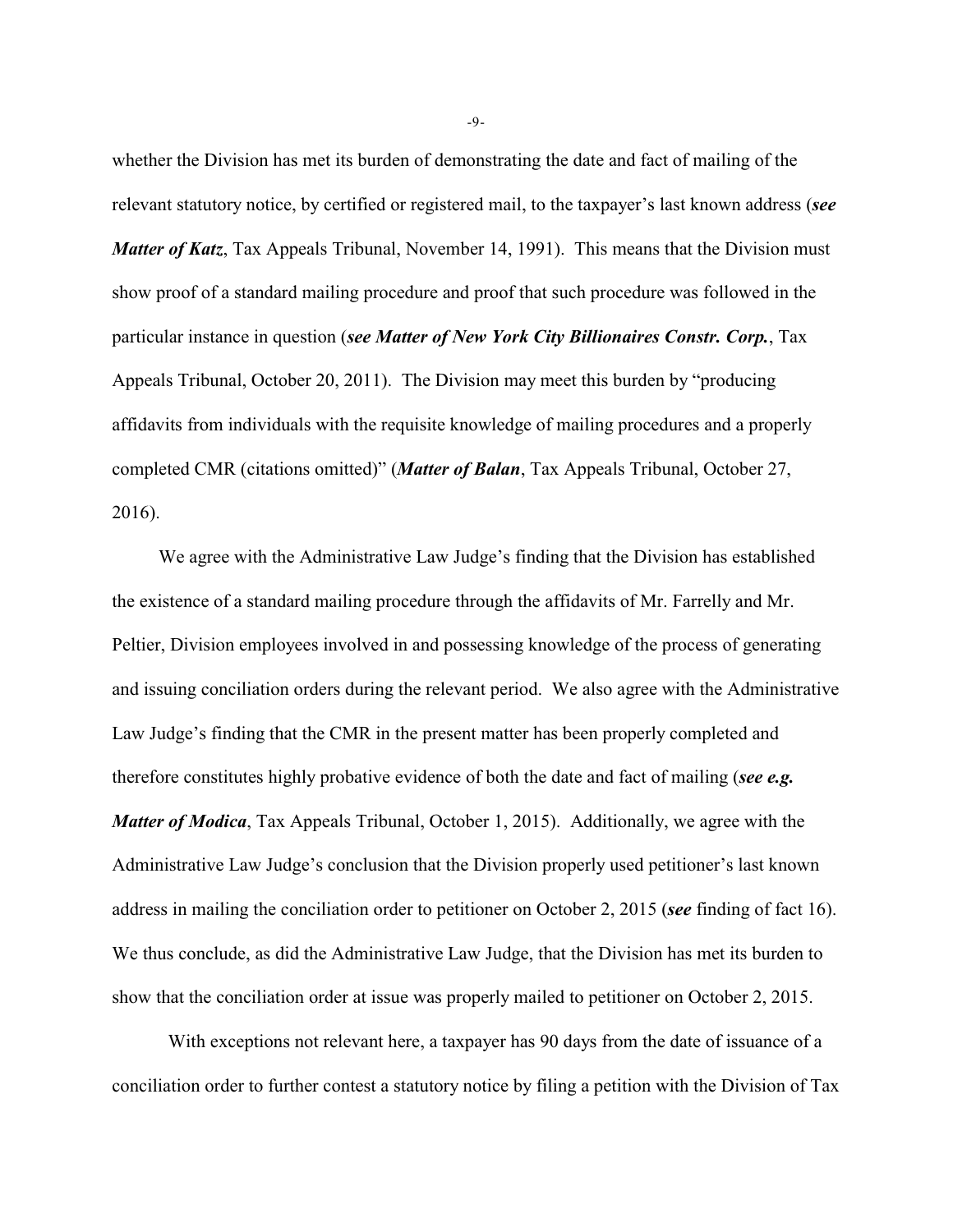whether the Division has met its burden of demonstrating the date and fact of mailing of the relevant statutory notice, by certified or registered mail, to the taxpayer's last known address (***see Matter of Katz***, Tax Appeals Tribunal, November 14, 1991). This means that the Division must show proof of a standard mailing procedure and proof that such procedure was followed in the particular instance in question (***see Matter of New York City Billionaires Constr. Corp.***, Tax Appeals Tribunal, October 20, 2011). The Division may meet this burden by "producing affidavits from individuals with the requisite knowledge of mailing procedures and a properly completed CMR (citations omitted)" (***Matter of Balan***, Tax Appeals Tribunal, October 27, 2016).

We agree with the Administrative Law Judge's finding that the Division has established the existence of a standard mailing procedure through the affidavits of Mr. Farrelly and Mr. Peltier, Division employees involved in and possessing knowledge of the process of generating and issuing conciliation orders during the relevant period. We also agree with the Administrative Law Judge's finding that the CMR in the present matter has been properly completed and therefore constitutes highly probative evidence of both the date and fact of mailing (***see e.g. Matter of Modica***, Tax Appeals Tribunal, October 1, 2015). Additionally, we agree with the Administrative Law Judge's conclusion that the Division properly used petitioner's last known address in mailing the conciliation order to petitioner on October 2, 2015 (***see*** finding of fact 16). We thus conclude, as did the Administrative Law Judge, that the Division has met its burden to show that the conciliation order at issue was properly mailed to petitioner on October 2, 2015.

With exceptions not relevant here, a taxpayer has 90 days from the date of issuance of a conciliation order to further contest a statutory notice by filing a petition with the Division of Tax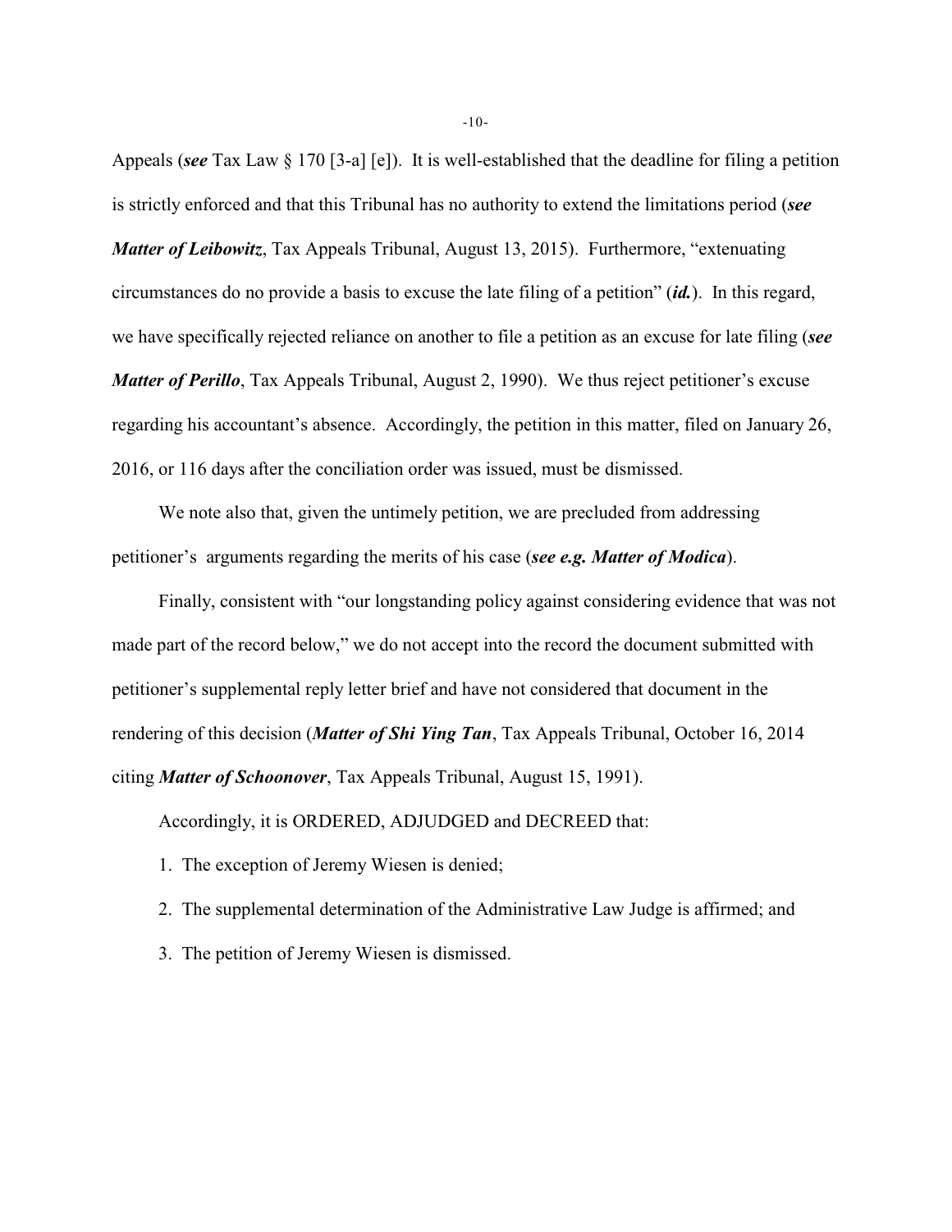Appeals (***see*** Tax Law § 170 [3-a] [e]). It is well-established that the deadline for filing a petition is strictly enforced and that this Tribunal has no authority to extend the limitations period (***see Matter of Leibowitz***, Tax Appeals Tribunal, August 13, 2015). Furthermore, "extenuating circumstances do no provide a basis to excuse the late filing of a petition" (***id.***). In this regard, we have specifically rejected reliance on another to file a petition as an excuse for late filing (***see Matter of Perillo***, Tax Appeals Tribunal, August 2, 1990). We thus reject petitioner's excuse regarding his accountant's absence. Accordingly, the petition in this matter, filed on January 26, 2016, or 116 days after the conciliation order was issued, must be dismissed.

We note also that, given the untimely petition, we are precluded from addressing petitioner's arguments regarding the merits of his case (***see e.g. Matter of Modica***).

Finally, consistent with "our longstanding policy against considering evidence that was not made part of the record below," we do not accept into the record the document submitted with petitioner's supplemental reply letter brief and have not considered that document in the rendering of this decision (***Matter of Shi Ying Tan***, Tax Appeals Tribunal, October 16, 2014 citing ***Matter of Schoonover***, Tax Appeals Tribunal, August 15, 1991).

Accordingly, it is ORDERED, ADJUDGED and DECREED that:

1. The exception of Jeremy Wiesen is denied;
2. The supplemental determination of the Administrative Law Judge is affirmed; and
3. The petition of Jeremy Wiesen is dismissed.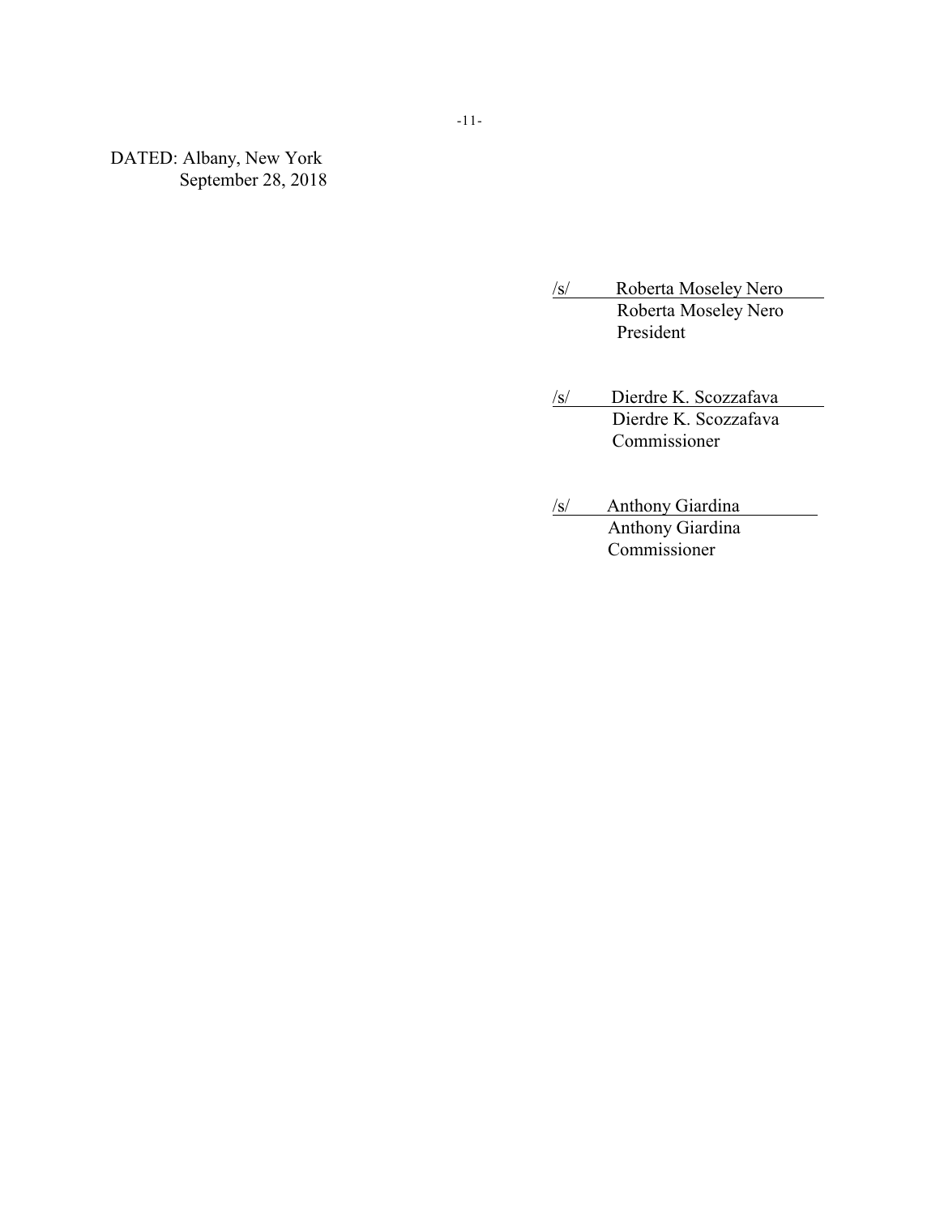DATED: Albany, New York
September 28, 2018

/s/ Roberta Moseley Nero
Roberta Moseley Nero
President

/s/ Dierdre K. Scozzafava
Dierdre K. Scozzafava
Commissioner

/s/ Anthony Giardina
Anthony Giardina
Commissioner